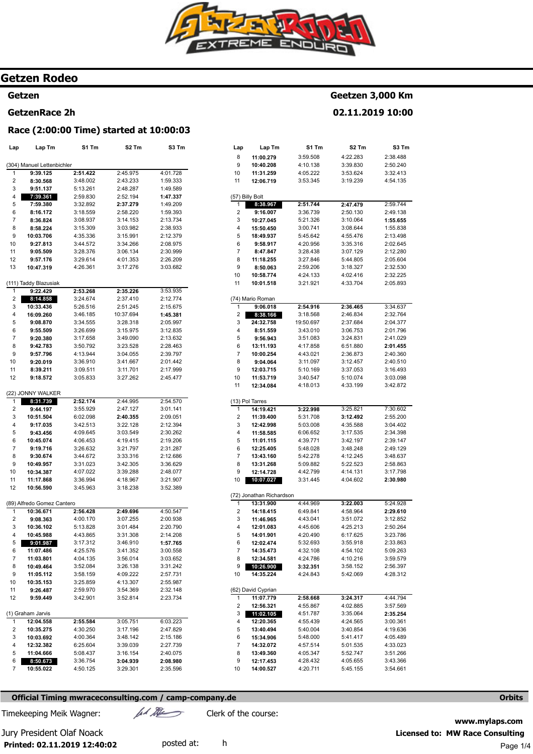# Getzen Rodeo

**Getzen** — **Geetzen 3,000 Km**

**GetzenRace 2h** — **02.11.2019 10:00**

**Race (2:00:00 Time) started at 10:00:03**

### (304) Manuel Lettenbichler

| Lap | Lap Tm | S1 Tm | S2 Tm | S3 Tm |
|---|---|---|---|---|
| 1 | 9:39.125 | 2:51.422 | 2:45.975 | 4:01.728 |
| 2 | 8:30.568 | 3:48.002 | 2:43.233 | 1:59.333 |
| 3 | 9:51.137 | 5:13.261 | 2:48.287 | 1:49.589 |
| 4 | 7:39.361 | 2:59.830 | 2:52.194 | 1:47.337 |
| 5 | 7:59.380 | 3:32.892 | 2:37.279 | 1:49.209 |
| 6 | 8:16.172 | 3:18.559 | 2:58.220 | 1:59.393 |
| 7 | 8:36.824 | 3:08.937 | 3:14.153 | 2:13.734 |
| 8 | 8:58.224 | 3:15.309 | 3:03.982 | 2:38.933 |
| 9 | 10:03.706 | 4:35.336 | 3:15.991 | 2:12.379 |
| 10 | 9:27.813 | 3:44.572 | 3:34.266 | 2:08.975 |
| 11 | 9:05.509 | 3:28.376 | 3:06.134 | 2:30.999 |
| 12 | 9:57.176 | 3:29.614 | 4:01.353 | 2:26.209 |
| 13 | 10:47.319 | 4:26.361 | 3:17.276 | 3:03.682 |

### (111) Taddy Blazusiak

| Lap | Lap Tm | S1 Tm | S2 Tm | S3 Tm |
|---|---|---|---|---|
| 1 | 9:22.429 | 2:53.268 | 2:35.226 | 3:53.935 |
| 2 | 8:14.858 | 3:24.674 | 2:37.410 | 2:12.774 |
| 3 | 10:33.436 | 5:26.516 | 2:51.245 | 2:15.675 |
| 4 | 16:09.260 | 3:46.185 | 10:37.694 | 1:45.381 |
| 5 | 9:08.870 | 3:34.555 | 3:28.318 | 2:05.997 |
| 6 | 9:55.509 | 3:26.699 | 3:15.975 | 3:12.835 |
| 7 | 9:20.380 | 3:17.658 | 3:49.090 | 2:13.632 |
| 8 | 9:42.783 | 3:50.792 | 3:23.528 | 2:28.463 |
| 9 | 9:57.796 | 4:13.944 | 3:04.055 | 2:39.797 |
| 10 | 9:20.019 | 3:36.910 | 3:41.667 | 2:01.442 |
| 11 | 8:39.211 | 3:09.511 | 3:11.701 | 2:17.999 |
| 12 | 9:18.572 | 3:05.833 | 3:27.262 | 2:45.477 |

### (22) JONNY WALKER

| Lap | Lap Tm | S1 Tm | S2 Tm | S3 Tm |
|---|---|---|---|---|
| 1 | 8:31.739 | 2:52.174 | 2:44.995 | 2:54.570 |
| 2 | 9:44.197 | 3:55.929 | 2:47.127 | 3:01.141 |
| 3 | 10:51.504 | 6:02.098 | 2:40.355 | 2:09.051 |
| 4 | 9:17.035 | 3:42.513 | 3:22.128 | 2:12.394 |
| 5 | 9:43.456 | 4:09.645 | 3:03.549 | 2:30.262 |
| 6 | 10:45.074 | 4:06.453 | 4:19.415 | 2:19.206 |
| 7 | 9:19.716 | 3:26.632 | 3:21.797 | 2:31.287 |
| 8 | 9:30.674 | 3:44.672 | 3:33.316 | 2:12.686 |
| 9 | 10:49.957 | 3:31.023 | 3:42.305 | 3:36.629 |
| 10 | 10:34.387 | 4:07.022 | 3:39.288 | 2:48.077 |
| 11 | 11:17.868 | 3:36.994 | 4:18.967 | 3:21.907 |
| 12 | 10:56.590 | 3:45.963 | 3:18.238 | 3:52.389 |

### (89) Alfredo Gomez Cantero

| Lap | Lap Tm | S1 Tm | S2 Tm | S3 Tm |
|---|---|---|---|---|
| 1 | 10:36.671 | 2:56.428 | 2:49.696 | 4:50.547 |
| 2 | 9:08.363 | 4:00.170 | 3:07.255 | 2:00.938 |
| 3 | 10:36.102 | 5:13.828 | 3:01.484 | 2:20.790 |
| 4 | 10:45.988 | 4:43.865 | 3:31.308 | 2:14.208 |
| 5 | 9:01.987 | 3:17.312 | 3:46.910 | 1:57.765 |
| 6 | 11:07.486 | 4:25.576 | 3:41.352 | 3:00.558 |
| 7 | 11:03.801 | 4:04.135 | 3:56.014 | 3:03.652 |
| 8 | 10:49.464 | 3:52.084 | 3:26.138 | 3:31.242 |
| 9 | 11:05.112 | 3:58.159 | 4:09.222 | 2:57.731 |
| 10 | 10:35.153 | 3:25.859 | 4:13.307 | 2:55.987 |
| 11 | 9:26.487 | 2:59.970 | 3:54.369 | 2:32.148 |
| 12 | 9:59.449 | 3:42.901 | 3:52.814 | 2:23.734 |

### (1) Graham Jarvis

| Lap | Lap Tm | S1 Tm | S2 Tm | S3 Tm |
|---|---|---|---|---|
| 1 | 12:04.558 | 2:55.584 | 3:05.751 | 6:03.223 |
| 2 | 10:35.275 | 4:30.250 | 3:17.196 | 2:47.829 |
| 3 | 10:03.692 | 4:00.364 | 3:48.142 | 2:15.186 |
| 4 | 12:32.382 | 6:25.604 | 3:39.039 | 2:27.739 |
| 5 | 11:04.666 | 5:08.437 | 3:16.154 | 2:40.075 |
| 6 | 8:50.673 | 3:36.754 | 3:04.939 | 2:08.980 |
| 7 | 10:55.022 | 4:50.125 | 3:29.301 | 2:35.596 |
| 8 | 11:00.279 | 3:59.508 | 4:22.283 | 2:38.488 |
| 9 | 10:40.208 | 4:10.138 | 3:39.830 | 2:50.240 |
| 10 | 11:31.259 | 4:05.222 | 3:53.624 | 3:32.413 |
| 11 | 12:06.719 | 3:53.345 | 3:19.239 | 4:54.135 |

### (57) Billy Bolt

| Lap | Lap Tm | S1 Tm | S2 Tm | S3 Tm |
|---|---|---|---|---|
| 1 | 8:38.967 | 2:51.744 | 2:47.479 | 2:59.744 |
| 2 | 9:16.007 | 3:36.739 | 2:50.130 | 2:49.138 |
| 3 | 10:27.045 | 5:21.326 | 3:10.064 | 1:55.655 |
| 4 | 15:50.450 | 3:00.741 | 3:08.644 | 1:55.838 |
| 5 | 18:49.937 | 5:45.642 | 4:55.476 | 2:13.498 |
| 6 | 9:58.917 | 4:20.956 | 3:35.316 | 2:02.645 |
| 7 | 8:47.847 | 3:28.438 | 3:07.129 | 2:12.280 |
| 8 | 11:18.255 | 3:27.846 | 5:44.805 | 2:05.604 |
| 9 | 8:50.063 | 2:59.206 | 3:18.327 | 2:32.530 |
| 10 | 10:58.774 | 4:24.133 | 4:02.416 | 2:32.225 |
| 11 | 10:01.518 | 3:21.921 | 4:33.704 | 2:05.893 |

### (74) Mario Roman

| Lap | Lap Tm | S1 Tm | S2 Tm | S3 Tm |
|---|---|---|---|---|
| 1 | 9:06.018 | 2:54.916 | 2:36.465 | 3:34.637 |
| 2 | 8:38.166 | 3:18.568 | 2:46.834 | 2:32.764 |
| 3 | 24:32.758 | 19:50.697 | 2:37.684 | 2:04.377 |
| 4 | 8:51.559 | 3:43.010 | 3:06.753 | 2:01.796 |
| 5 | 9:56.943 | 3:51.083 | 3:24.831 | 2:41.029 |
| 6 | 13:11.193 | 4:17.858 | 6:51.880 | 2:01.455 |
| 7 | 10:00.254 | 4:43.021 | 2:36.873 | 2:40.360 |
| 8 | 9:04.064 | 3:11.097 | 3:12.457 | 2:40.510 |
| 9 | 12:03.715 | 5:10.169 | 3:37.053 | 3:16.493 |
| 10 | 11:53.719 | 3:40.547 | 5:10.074 | 3:03.098 |
| 11 | 12:34.084 | 4:18.013 | 4:33.199 | 3:42.872 |

### (13) Pol Tarres

| Lap | Lap Tm | S1 Tm | S2 Tm | S3 Tm |
|---|---|---|---|---|
| 1 | 14:19.421 | 3:22.998 | 3:25.821 | 7:30.602 |
| 2 | 11:39.400 | 5:31.708 | 3:12.492 | 2:55.200 |
| 3 | 12:42.998 | 5:03.008 | 4:35.588 | 3:04.402 |
| 4 | 11:58.585 | 6:06.652 | 3:17.535 | 2:34.398 |
| 5 | 11:01.115 | 4:39.771 | 3:42.197 | 2:39.147 |
| 6 | 12:25.405 | 5:48.028 | 3:48.248 | 2:49.129 |
| 7 | 13:43.160 | 5:42.278 | 4:12.245 | 3:48.637 |
| 8 | 13:31.268 | 5:09.882 | 5:22.523 | 2:58.863 |
| 9 | 12:14.728 | 4:42.799 | 4:14.131 | 3:17.798 |
| 10 | 10:07.027 | 3:31.445 | 4:04.602 | 2:30.980 |

### (72) Jonathan Richardson

| Lap | Lap Tm | S1 Tm | S2 Tm | S3 Tm |
|---|---|---|---|---|
| 1 | 13:31.900 | 4:44.969 | 3:22.003 | 5:24.928 |
| 2 | 14:18.415 | 6:49.841 | 4:58.964 | 2:29.610 |
| 3 | 11:46.965 | 4:43.041 | 3:51.072 | 3:12.852 |
| 4 | 12:01.083 | 4:45.606 | 4:25.213 | 2:50.264 |
| 5 | 14:01.901 | 4:20.490 | 6:17.625 | 3:23.786 |
| 6 | 12:02.474 | 5:32.693 | 3:55.918 | 2:33.863 |
| 7 | 14:35.473 | 4:32.108 | 4:54.102 | 5:09.263 |
| 8 | 12:34.581 | 4:24.786 | 4:10.216 | 3:59.579 |
| 9 | 10:26.900 | 3:32.351 | 3:58.152 | 2:56.397 |
| 10 | 14:35.224 | 4:24.843 | 5:42.069 | 4:28.312 |

### (62) David Cyprian

| Lap | Lap Tm | S1 Tm | S2 Tm | S3 Tm |
|---|---|---|---|---|
| 1 | 11:07.779 | 2:58.668 | 3:24.317 | 4:44.794 |
| 2 | 12:56.321 | 4:55.867 | 4:02.885 | 3:57.569 |
| 3 | 11:02.105 | 4:51.787 | 3:35.064 | 2:35.254 |
| 4 | 12:20.365 | 4:55.439 | 4:24.565 | 3:00.361 |
| 5 | 13:40.494 | 5:40.004 | 3:40.854 | 4:19.636 |
| 6 | 15:34.906 | 5:48.000 | 5:41.417 | 4:05.489 |
| 7 | 14:32.072 | 4:57.514 | 5:01.535 | 4:33.023 |
| 8 | 13:49.360 | 4:05.347 | 5:52.747 | 3:51.266 |
| 9 | 12:17.453 | 4:28.432 | 4:05.655 | 3:43.366 |
| 10 | 14:00.527 | 4:20.711 | 5:45.155 | 3:54.661 |

**Official Timing mwraceconsulting.com / camp-company.de** — **Orbits**

Timekeeping Meik Wagner: — Clerk of the course:

Jury President Olaf Noack

**Printed: 02.11.2019 12:40:02** — posted at: h

**www.mylaps.com**
**Licensed to: MW Race Consulting**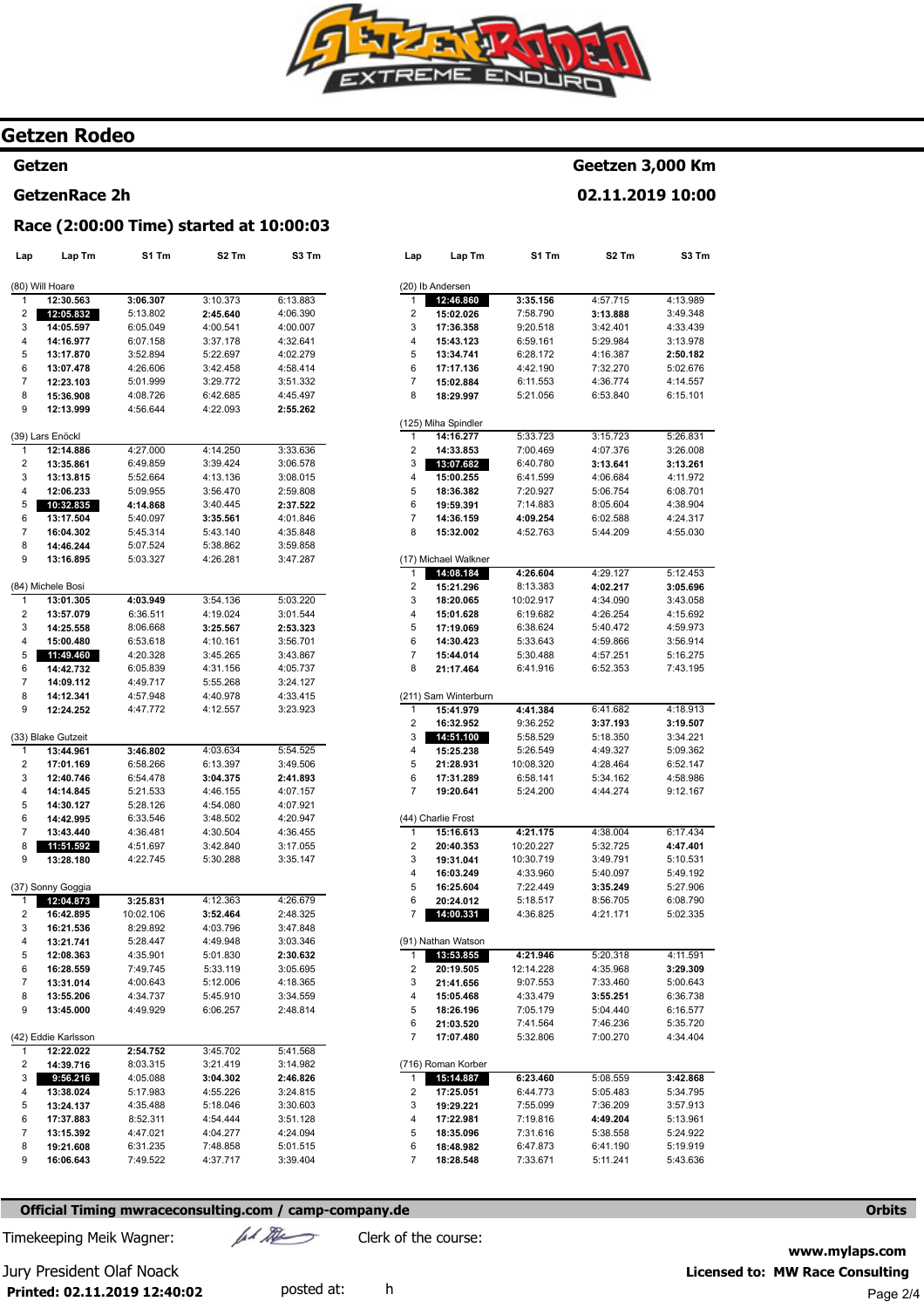# Getzen Rodeo

**Getzen** — **Geetzen 3,000 Km**

**GetzenRace 2h** — **02.11.2019 10:00**

### Race (2:00:00 Time) started at 10:00:03

| Lap | Lap Tm | S1 Tm | S2 Tm | S3 Tm |
|---|---|---|---|---|
| **(80) Will Hoare** | | | | |
| 1 | **12:30.563** | **3:06.307** | 3:10.373 | 6:13.883 |
| 2 | **12:05.832** | 5:13.802 | **2:45.640** | 4:06.390 |
| 3 | **14:05.597** | 6:05.049 | 4:00.541 | 4:00.007 |
| 4 | **14:16.977** | 6:07.158 | 3:37.178 | 4:32.641 |
| 5 | **13:17.870** | 3:52.894 | 5:22.697 | 4:02.279 |
| 6 | **13:07.478** | 4:26.606 | 3:42.458 | 4:58.414 |
| 7 | **12:23.103** | 5:01.999 | 3:29.772 | 3:51.332 |
| 8 | **15:36.908** | 4:08.726 | 6:42.685 | 4:45.497 |
| 9 | **12:13.999** | 4:56.644 | 4:22.093 | **2:55.262** |
| **(39) Lars Enöckl** | | | | |
| 1 | **12:14.886** | 4:27.000 | 4:14.250 | 3:33.636 |
| 2 | **13:35.861** | 6:49.859 | 3:39.424 | 3:06.578 |
| 3 | **13:13.815** | 5:52.664 | 4:13.136 | 3:08.015 |
| 4 | **12:06.233** | 5:09.955 | 3:56.470 | 2:59.808 |
| 5 | **10:32.835** | **4:14.868** | 3:40.445 | **2:37.522** |
| 6 | **13:17.504** | 5:40.097 | **3:35.561** | 4:01.846 |
| 7 | **16:04.302** | 5:45.314 | 5:43.140 | 4:35.848 |
| 8 | **14:46.244** | 5:07.524 | 5:38.862 | 3:59.858 |
| 9 | **13:16.895** | 5:03.327 | 4:26.281 | 3:47.287 |
| **(84) Michele Bosi** | | | | |
| 1 | **13:01.305** | **4:03.949** | 3:54.136 | 5:03.220 |
| 2 | **13:57.079** | 6:36.511 | 4:19.024 | 3:01.544 |
| 3 | **14:25.558** | 8:06.668 | **3:25.567** | **2:53.323** |
| 4 | **15:00.480** | 6:53.618 | 4:10.161 | 3:56.701 |
| 5 | **11:49.460** | 4:20.328 | 3:45.265 | 3:43.867 |
| 6 | **14:42.732** | 6:05.839 | 4:31.156 | 4:05.737 |
| 7 | **14:09.112** | 4:49.717 | 5:55.268 | 3:24.127 |
| 8 | **14:12.341** | 4:57.948 | 4:40.978 | 4:33.415 |
| 9 | **12:24.252** | 4:47.772 | 4:12.557 | 3:23.923 |
| **(33) Blake Gutzeit** | | | | |
| 1 | **13:44.961** | **3:46.802** | 4:03.634 | 5:54.525 |
| 2 | **17:01.169** | 6:58.266 | 6:13.397 | 3:49.506 |
| 3 | **12:40.746** | 6:54.478 | **3:04.375** | **2:41.893** |
| 4 | **14:14.845** | 5:21.533 | 4:46.155 | 4:07.157 |
| 5 | **14:30.127** | 5:28.126 | 4:54.080 | 4:07.921 |
| 6 | **14:42.995** | 6:33.546 | 3:48.502 | 4:20.947 |
| 7 | **13:43.440** | 4:36.481 | 4:30.504 | 4:36.455 |
| 8 | **11:51.592** | 4:51.697 | 3:42.840 | 3:17.055 |
| 9 | **13:28.180** | 4:22.745 | 5:30.288 | 3:35.147 |
| **(37) Sonny Goggia** | | | | |
| 1 | **12:04.873** | **3:25.831** | 4:12.363 | 4:26.679 |
| 2 | **16:42.895** | 10:02.106 | **3:52.464** | 2:48.325 |
| 3 | **16:21.536** | 8:29.892 | 4:03.796 | 3:47.848 |
| 4 | **13:21.741** | 5:28.447 | 4:49.948 | 3:03.346 |
| 5 | **12:08.363** | 4:35.901 | 5:01.830 | **2:30.632** |
| 6 | **16:28.559** | 7:49.745 | 5:33.119 | 3:05.695 |
| 7 | **13:31.014** | 4:00.643 | 5:12.006 | 4:18.365 |
| 8 | **13:55.206** | 4:34.737 | 5:45.910 | 3:34.559 |
| 9 | **13:45.000** | 4:49.929 | 6:06.257 | 2:48.814 |
| **(42) Eddie Karlsson** | | | | |
| 1 | **12:22.022** | **2:54.752** | 3:45.702 | 5:41.568 |
| 2 | **14:39.716** | 8:03.315 | 3:21.419 | 3:14.982 |
| 3 | **9:56.216** | 4:05.088 | **3:04.302** | **2:46.826** |
| 4 | **13:38.024** | 5:17.983 | 4:55.226 | 3:24.815 |
| 5 | **13:24.137** | 4:35.488 | 5:18.046 | 3:30.603 |
| 6 | **17:37.883** | 8:52.311 | 4:54.444 | 3:51.128 |
| 7 | **13:15.392** | 4:47.021 | 4:04.277 | 4:24.094 |
| 8 | **19:21.608** | 6:31.235 | 7:48.858 | 5:01.515 |
| 9 | **16:06.643** | 7:49.522 | 4:37.717 | 3:39.404 |
| **(20) Ib Andersen** | | | | |
| 1 | **12:46.860** | **3:35.156** | 4:57.715 | 4:13.989 |
| 2 | **15:02.026** | 7:58.790 | **3:13.888** | 3:49.348 |
| 3 | **17:36.358** | 9:20.518 | 3:42.401 | 4:33.439 |
| 4 | **15:43.123** | 6:59.161 | 5:29.984 | 3:13.978 |
| 5 | **13:34.741** | 6:28.172 | 4:16.387 | **2:50.182** |
| 6 | **17:17.136** | 4:42.190 | 7:32.270 | 5:02.676 |
| 7 | **15:02.884** | 6:11.553 | 4:36.774 | 4:14.557 |
| 8 | **18:29.997** | 5:21.056 | 6:53.840 | 6:15.101 |
| **(125) Miha Spindler** | | | | |
| 1 | **14:16.277** | 5:33.723 | 3:15.723 | 5:26.831 |
| 2 | **14:33.853** | 7:00.469 | 4:07.376 | 3:26.008 |
| 3 | **13:07.682** | 6:40.780 | **3:13.641** | **3:13.261** |
| 4 | **15:00.255** | 6:41.599 | 4:06.684 | 4:11.972 |
| 5 | **18:36.382** | 7:20.927 | 5:06.754 | 6:08.701 |
| 6 | **19:59.391** | 7:14.883 | 8:05.604 | 4:38.904 |
| 7 | **14:36.159** | **4:09.254** | 6:02.588 | 4:24.317 |
| 8 | **15:32.002** | 4:52.763 | 5:44.209 | 4:55.030 |
| **(17) Michael Walkner** | | | | |
| 1 | **14:08.184** | **4:26.604** | 4:29.127 | 5:12.453 |
| 2 | **15:21.296** | 8:13.383 | **4:02.217** | **3:05.696** |
| 3 | **18:20.065** | 10:02.917 | 4:34.090 | 3:43.058 |
| 4 | **15:01.628** | 6:19.682 | 4:26.254 | 4:15.692 |
| 5 | **17:19.069** | 6:38.624 | 5:40.472 | 4:59.973 |
| 6 | **14:30.423** | 5:33.643 | 4:59.866 | 3:56.914 |
| 7 | **15:44.014** | 5:30.488 | 4:57.251 | 5:16.275 |
| 8 | **21:17.464** | 6:41.916 | 6:52.353 | 7:43.195 |
| **(211) Sam Winterburn** | | | | |
| 1 | **15:41.979** | **4:41.384** | 6:41.682 | 4:18.913 |
| 2 | **16:32.952** | 9:36.252 | **3:37.193** | **3:19.507** |
| 3 | **14:51.100** | 5:58.529 | 5:18.350 | 3:34.221 |
| 4 | **15:25.238** | 5:26.549 | 4:49.327 | 5:09.362 |
| 5 | **21:28.931** | 10:08.320 | 4:28.464 | 6:52.147 |
| 6 | **17:31.289** | 6:58.141 | 5:34.162 | 4:58.986 |
| 7 | **19:20.641** | 5:24.200 | 4:44.274 | 9:12.167 |
| **(44) Charlie Frost** | | | | |
| 1 | **15:16.613** | **4:21.175** | 4:38.004 | 6:17.434 |
| 2 | **20:40.353** | 10:20.227 | 5:32.725 | **4:47.401** |
| 3 | **19:31.041** | 10:30.719 | 3:49.791 | 5:10.531 |
| 4 | **16:03.249** | 4:33.960 | 5:40.097 | 5:49.192 |
| 5 | **16:25.604** | 7:22.449 | **3:35.249** | 5:27.906 |
| 6 | **20:24.012** | 5:18.517 | 8:56.705 | 6:08.790 |
| 7 | **14:00.331** | 4:36.825 | 4:21.171 | 5:02.335 |
| **(91) Nathan Watson** | | | | |
| 1 | **13:53.855** | **4:21.946** | 5:20.318 | 4:11.591 |
| 2 | **20:19.505** | 12:14.228 | 4:35.968 | **3:29.309** |
| 3 | **21:41.656** | 9:07.553 | 7:33.460 | 5:00.643 |
| 4 | **15:05.468** | 4:33.479 | **3:55.251** | 6:36.738 |
| 5 | **18:26.196** | 7:05.179 | 5:04.440 | 6:16.577 |
| 6 | **21:03.520** | 7:41.564 | 7:46.236 | 5:35.720 |
| 7 | **17:07.480** | 5:32.806 | 7:00.270 | 4:34.404 |
| **(716) Roman Korber** | | | | |
| 1 | **15:14.887** | **6:23.460** | 5:08.559 | **3:42.868** |
| 2 | **17:25.051** | 6:44.773 | 5:05.483 | 5:34.795 |
| 3 | **19:29.221** | 7:55.099 | 7:36.209 | 3:57.913 |
| 4 | **17:22.981** | 7:19.816 | **4:49.204** | 5:13.961 |
| 5 | **18:35.096** | 7:31.616 | 5:38.558 | 5:24.922 |
| 6 | **18:48.982** | 6:47.873 | 6:41.190 | 5:19.919 |
| 7 | **18:28.548** | 7:33.671 | 5:11.241 | 5:43.636 |

**Official Timing mwraceconsulting.com / camp-company.de** — **Orbits**

Timekeeping Meik Wagner: — Clerk of the course:

Jury President Olaf Noack

**Printed: 02.11.2019 12:40:02** — posted at: h

**www.mylaps.com**

**Licensed to: MW Race Consulting**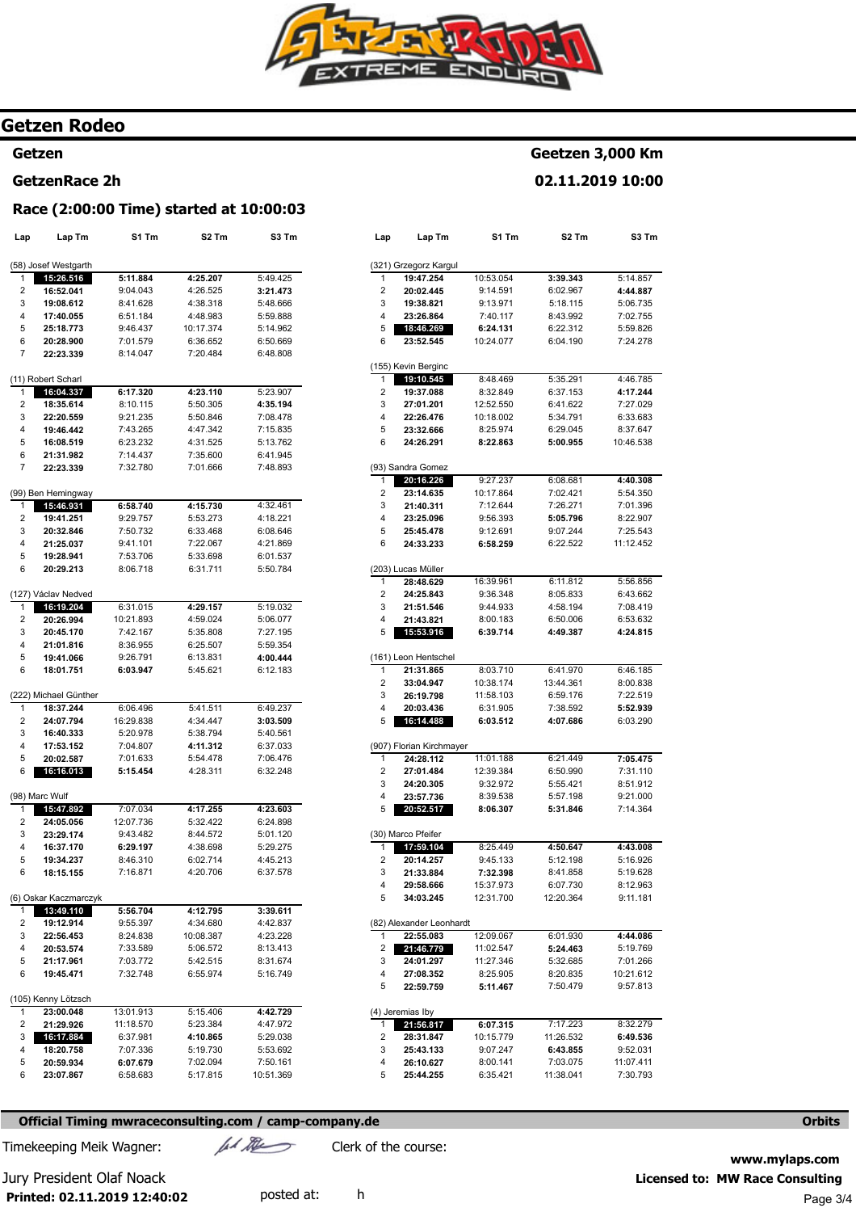# Getzen Rodeo

## Getzen

## Geetzen 3,000 Km

## GetzenRace 2h

## 02.11.2019 10:00

### Race (2:00:00 Time) started at 10:00:03

| Lap | Lap Tm | S1 Tm | S2 Tm | S3 Tm |
|---|---|---|---|---|
| **(58) Josef Westgarth** | | | | |
| 1 | **15:26.516** | **5:11.884** | **4:25.207** | 5:49.425 |
| 2 | **16:52.041** | 9:04.043 | 4:26.525 | **3:21.473** |
| 3 | **19:08.612** | 8:41.628 | 4:38.318 | 5:48.666 |
| 4 | **17:40.055** | 6:51.184 | 4:48.983 | 5:59.888 |
| 5 | **25:18.773** | 9:46.437 | 10:17.374 | 5:14.962 |
| 6 | **20:28.900** | 7:01.579 | 6:36.652 | 6:50.669 |
| 7 | **22:23.339** | 8:14.047 | 7:20.484 | 6:48.808 |
| **(11) Robert Scharl** | | | | |
| 1 | **16:04.337** | **6:17.320** | **4:23.110** | 5:23.907 |
| 2 | **18:35.614** | 8:10.115 | 5:50.305 | **4:35.194** |
| 3 | **22:20.559** | 9:21.235 | 5:50.846 | 7:08.478 |
| 4 | **19:46.442** | 7:43.265 | 4:47.342 | 7:15.835 |
| 5 | **16:08.519** | 6:23.232 | 4:31.525 | 5:13.762 |
| 6 | **21:31.982** | 7:14.437 | 7:35.600 | 6:41.945 |
| 7 | **22:23.339** | 7:32.780 | 7:01.666 | 7:48.893 |
| **(99) Ben Hemingway** | | | | |
| 1 | **15:46.931** | **6:58.740** | **4:15.730** | 4:32.461 |
| 2 | **19:41.251** | 9:29.757 | 5:53.273 | 4:18.221 |
| 3 | **20:32.846** | 7:50.732 | 6:33.468 | 6:08.646 |
| 4 | **21:25.037** | 9:41.101 | 7:22.067 | 4:21.869 |
| 5 | **19:28.941** | 7:53.706 | 5:33.698 | 6:01.537 |
| 6 | **20:29.213** | 8:06.718 | 6:31.711 | 5:50.784 |
| **(127) Václav Nedved** | | | | |
| 1 | **16:19.204** | 6:31.015 | **4:29.157** | 5:19.032 |
| 2 | **20:26.994** | 10:21.893 | 4:59.024 | 5:06.077 |
| 3 | **20:45.170** | 7:42.167 | 5:35.808 | 7:27.195 |
| 4 | **21:01.816** | 8:36.955 | 6:25.507 | 5:59.354 |
| 5 | **19:41.066** | 9:26.791 | 6:13.831 | **4:00.444** |
| 6 | **18:01.751** | **6:03.947** | 5:45.621 | 6:12.183 |
| **(222) Michael Günther** | | | | |
| 1 | **18:37.244** | 6:06.496 | 5:41.511 | 6:49.237 |
| 2 | **24:07.794** | 16:29.838 | 4:34.447 | **3:03.509** |
| 3 | **16:40.333** | 5:20.978 | 5:38.794 | 5:40.561 |
| 4 | **17:53.152** | 7:04.807 | **4:11.312** | 6:37.033 |
| 5 | **20:02.587** | 7:01.633 | 5:54.478 | 7:06.476 |
| 6 | **16:16.013** | **5:15.454** | 4:28.311 | 6:32.248 |
| **(98) Marc Wulf** | | | | |
| 1 | **15:47.892** | 7:07.034 | **4:17.255** | **4:23.603** |
| 2 | **24:05.056** | 12:07.736 | 5:32.422 | 6:24.898 |
| 3 | **23:29.174** | 9:43.482 | 8:44.572 | 5:01.120 |
| 4 | **16:37.170** | **6:29.197** | 4:38.698 | 5:29.275 |
| 5 | **19:34.237** | 8:46.310 | 6:02.714 | 4:45.213 |
| 6 | **18:15.155** | 7:16.871 | 4:20.706 | 6:37.578 |
| **(6) Oskar Kaczmarczyk** | | | | |
| 1 | **13:49.110** | **5:56.704** | **4:12.795** | **3:39.611** |
| 2 | **19:12.914** | 9:55.397 | 4:34.680 | 4:42.837 |
| 3 | **22:56.453** | 8:24.838 | 10:08.387 | 4:23.228 |
| 4 | **20:53.574** | 7:33.589 | 5:06.572 | 8:13.413 |
| 5 | **21:17.961** | 7:03.772 | 5:42.515 | 8:31.674 |
| 6 | **19:45.471** | 7:32.748 | 6:55.974 | 5:16.749 |
| **(105) Kenny Lötzsch** | | | | |
| 1 | **23:00.048** | 13:01.913 | 5:15.406 | **4:42.729** |
| 2 | **21:29.926** | 11:18.570 | 5:23.384 | 4:47.972 |
| 3 | **16:17.884** | 6:37.981 | **4:10.865** | 5:29.038 |
| 4 | **18:20.758** | 7:07.336 | 5:19.730 | 5:53.692 |
| 5 | **20:59.934** | **6:07.679** | 7:02.094 | 7:50.161 |
| 6 | **23:07.867** | 6:58.683 | 5:17.815 | 10:51.369 |
| **(321) Grzegorz Kargul** | | | | |
| 1 | **19:47.254** | 10:53.054 | **3:39.343** | 5:14.857 |
| 2 | **20:02.445** | 9:14.591 | 6:02.967 | **4:44.887** |
| 3 | **19:38.821** | 9:13.971 | 5:18.115 | 5:06.735 |
| 4 | **23:26.864** | 7:40.117 | 8:43.992 | 7:02.755 |
| 5 | **18:46.269** | **6:24.131** | 6:22.312 | 5:59.826 |
| 6 | **23:52.545** | 10:24.077 | 6:04.190 | 7:24.278 |
| **(155) Kevin Berginc** | | | | |
| 1 | **19:10.545** | 8:48.469 | 5:35.291 | 4:46.785 |
| 2 | **19:37.088** | 8:32.849 | 6:37.153 | **4:17.244** |
| 3 | **27:01.201** | 12:52.550 | 6:41.622 | 7:27.029 |
| 4 | **22:26.476** | 10:18.002 | 5:34.791 | 6:33.683 |
| 5 | **23:32.666** | 8:25.974 | 6:29.045 | 8:37.647 |
| 6 | **24:26.291** | **8:22.863** | **5:00.955** | 10:46.538 |
| **(93) Sandra Gomez** | | | | |
| 1 | **20:16.226** | 9:27.237 | 6:08.681 | **4:40.308** |
| 2 | **23:14.635** | 10:17.864 | 7:02.421 | 5:54.350 |
| 3 | **21:40.311** | 7:12.644 | 7:26.271 | 7:01.396 |
| 4 | **23:25.096** | 9:56.393 | **5:05.796** | 8:22.907 |
| 5 | **25:45.478** | 9:12.691 | 9:07.244 | 7:25.543 |
| 6 | **24:33.233** | **6:58.259** | 6:22.522 | 11:12.452 |
| **(203) Lucas Müller** | | | | |
| 1 | **28:48.629** | 16:39.961 | 6:11.812 | 5:56.856 |
| 2 | **24:25.843** | 9:36.348 | 8:05.833 | 6:43.662 |
| 3 | **21:51.546** | 9:44.933 | 4:58.194 | 7:08.419 |
| 4 | **21:43.821** | 8:00.183 | 6:50.006 | 6:53.632 |
| 5 | **15:53.916** | **6:39.714** | **4:49.387** | **4:24.815** |
| **(161) Leon Hentschel** | | | | |
| 1 | **21:31.865** | 8:03.710 | 6:41.970 | 6:46.185 |
| 2 | **33:04.947** | 10:38.174 | 13:44.361 | 8:00.838 |
| 3 | **26:19.798** | 11:58.103 | 6:59.176 | 7:22.519 |
| 4 | **20:03.436** | 6:31.905 | 7:38.592 | **5:52.939** |
| 5 | **16:14.488** | **6:03.512** | **4:07.686** | 6:03.290 |
| **(907) Florian Kirchmayer** | | | | |
| 1 | **24:28.112** | 11:01.188 | 6:21.449 | **7:05.475** |
| 2 | **27:01.484** | 12:39.384 | 6:50.990 | 7:31.110 |
| 3 | **24:20.305** | 9:32.972 | 5:55.421 | 8:51.912 |
| 4 | **23:57.736** | 8:39.538 | 5:57.198 | 9:21.000 |
| 5 | **20:52.517** | **8:06.307** | **5:31.846** | 7:14.364 |
| **(30) Marco Pfeifer** | | | | |
| 1 | **17:59.104** | 8:25.449 | **4:50.647** | **4:43.008** |
| 2 | **20:14.257** | 9:45.133 | 5:12.198 | 5:16.926 |
| 3 | **21:33.884** | **7:32.398** | 8:41.858 | 5:19.628 |
| 4 | **29:58.666** | 15:37.973 | 6:07.730 | 8:12.963 |
| 5 | **34:03.245** | 12:31.700 | 12:20.364 | 9:11.181 |
| **(82) Alexander Leonhardt** | | | | |
| 1 | **22:55.083** | 12:09.067 | 6:01.930 | **4:44.086** |
| 2 | **21:46.779** | 11:02.547 | **5:24.463** | 5:19.769 |
| 3 | **24:01.297** | 11:27.346 | 5:32.685 | 7:01.266 |
| 4 | **27:08.352** | 8:25.905 | 8:20.835 | 10:21.612 |
| 5 | **22:59.759** | **5:11.467** | 7:50.479 | 9:57.813 |
| **(4) Jeremias Iby** | | | | |
| 1 | **21:56.817** | **6:07.315** | 7:17.223 | 8:32.279 |
| 2 | **28:31.847** | 10:15.779 | 11:26.532 | **6:49.536** |
| 3 | **25:43.133** | 9:07.247 | **6:43.855** | 9:52.031 |
| 4 | **26:10.627** | 8:00.141 | 7:03.075 | 11:07.411 |
| 5 | **25:44.255** | 6:35.421 | 11:38.041 | 7:30.793 |

**Official Timing mwraceconsulting.com / camp-company.de** — **Orbits**

Timekeeping Meik Wagner:

Clerk of the course:

Jury President Olaf Noack

**Printed: 02.11.2019 12:40:02**

posted at: h

**www.mylaps.com**

**Licensed to: MW Race Consulting**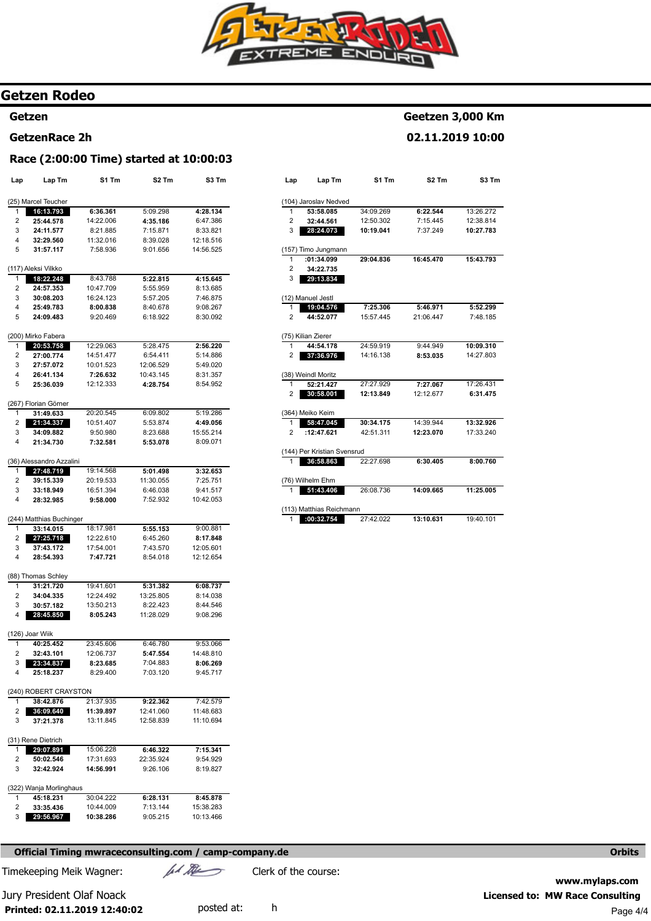# Getzen Rodeo

## Getzen

## Geetzen 3,000 Km

## GetzenRace 2h

## 02.11.2019 10:00

### Race (2:00:00 Time) started at 10:00:03

| Lap | Lap Tm | S1 Tm | S2 Tm | S3 Tm |
|---|---|---|---|---|
| **(25) Marcel Teucher** | | | | |
| 1 | **16:13.793** | **6:36.361** | 5:09.298 | **4:28.134** |
| 2 | **25:44.578** | 14:22.006 | **4:35.186** | 6:47.386 |
| 3 | **24:11.577** | 8:21.885 | 7:15.871 | 8:33.821 |
| 4 | **32:29.560** | 11:32.016 | 8:39.028 | 12:18.516 |
| 5 | **31:57.117** | 7:58.936 | 9:01.656 | 14:56.525 |
| **(117) Aleksi Vilkko** | | | | |
| 1 | **18:22.248** | 8:43.788 | **5:22.815** | **4:15.645** |
| 2 | **24:57.353** | 10:47.709 | 5:55.959 | 8:13.685 |
| 3 | **30:08.203** | 16:24.123 | 5:57.205 | 7:46.875 |
| 4 | **25:49.783** | **8:00.838** | 8:40.678 | 9:08.267 |
| 5 | **24:09.483** | 9:20.469 | 6:18.922 | 8:30.092 |
| **(200) Mirko Fabera** | | | | |
| 1 | **20:53.758** | 12:29.063 | 5:28.475 | **2:56.220** |
| 2 | **27:00.774** | 14:51.477 | 6:54.411 | 5:14.886 |
| 3 | **27:57.072** | 10:01.523 | 12:06.529 | 5:49.020 |
| 4 | **26:41.134** | **7:26.632** | 10:43.145 | 8:31.357 |
| 5 | **25:36.039** | 12:12.333 | **4:28.754** | 8:54.952 |
| **(267) Florian Görner** | | | | |
| 1 | **31:49.633** | 20:20.545 | 6:09.802 | 5:19.286 |
| 2 | **21:34.337** | 10:51.407 | 5:53.874 | **4:49.056** |
| 3 | **34:09.882** | 9:50.980 | 8:23.688 | 15:55.214 |
| 4 | **21:34.730** | **7:32.581** | **5:53.078** | 8:09.071 |
| **(36) Alessandro Azzalini** | | | | |
| 1 | **27:48.719** | 19:14.568 | **5:01.498** | **3:32.653** |
| 2 | **39:15.339** | 20:19.533 | 11:30.055 | 7:25.751 |
| 3 | **33:18.949** | 16:51.394 | 6:46.038 | 9:41.517 |
| 4 | **28:32.985** | **9:58.000** | 7:52.932 | 10:42.053 |
| **(244) Matthias Buchinger** | | | | |
| 1 | **33:14.015** | 18:17.981 | **5:55.153** | 9:00.881 |
| 2 | **27:25.718** | 12:22.610 | 6:45.260 | **8:17.848** |
| 3 | **37:43.172** | 17:54.001 | 7:43.570 | 12:05.601 |
| 4 | **28:54.393** | **7:47.721** | 8:54.018 | 12:12.654 |
| **(88) Thomas Schley** | | | | |
| 1 | **31:21.720** | 19:41.601 | **5:31.382** | **6:08.737** |
| 2 | **34:04.335** | 12:24.492 | 13:25.805 | 8:14.038 |
| 3 | **30:57.182** | 13:50.213 | 8:22.423 | 8:44.546 |
| 4 | **28:45.850** | **8:05.243** | 11:28.029 | 9:08.296 |
| **(126) Joar Wiik** | | | | |
| 1 | **40:25.452** | 23:45.606 | 6:46.780 | 9:53.066 |
| 2 | **32:43.101** | 12:06.737 | **5:47.554** | 14:48.810 |
| 3 | **23:34.837** | **8:23.685** | 7:04.883 | **8:06.269** |
| 4 | **25:18.237** | 8:29.400 | 7:03.120 | 9:45.717 |
| **(240) ROBERT CRAYSTON** | | | | |
| 1 | **38:42.876** | 21:37.935 | **9:22.362** | 7:42.579 |
| 2 | **36:09.640** | **11:39.897** | 12:41.060 | 11:48.683 |
| 3 | **37:21.378** | 13:11.845 | 12:58.839 | 11:10.694 |
| **(31) Rene Dietrich** | | | | |
| 1 | **29:07.891** | 15:06.228 | **6:46.322** | **7:15.341** |
| 2 | **50:02.546** | 17:31.693 | 22:35.924 | 9:54.929 |
| 3 | **32:42.924** | **14:56.991** | 9:26.106 | 8:19.827 |
| **(322) Wanja Morlinghaus** | | | | |
| 1 | **45:18.231** | 30:04.222 | **6:28.131** | **8:45.878** |
| 2 | **33:35.436** | 10:44.009 | 7:13.144 | 15:38.283 |
| 3 | **29:56.967** | **10:38.286** | 9:05.215 | 10:13.466 |

| Lap | Lap Tm | S1 Tm | S2 Tm | S3 Tm |
|---|---|---|---|---|
| **(104) Jaroslav Nedved** | | | | |
| 1 | **53:58.085** | 34:09.269 | **6:22.544** | 13:26.272 |
| 2 | **32:44.561** | 12:50.302 | 7:15.445 | 12:38.814 |
| 3 | **28:24.073** | **10:19.041** | 7:37.249 | **10:27.783** |
| **(157) Timo Jungmann** | | | | |
| 1 | **:01:34.099** | **29:04.836** | **16:45.470** | **15:43.793** |
| 2 | **34:22.735** | | | |
| 3 | **29:13.834** | | | |
| **(12) Manuel Jestl** | | | | |
| 1 | **19:04.576** | **7:25.306** | **5:46.971** | **5:52.299** |
| 2 | **44:52.077** | 15:57.445 | 21:06.447 | 7:48.185 |
| **(75) Kilian Zierer** | | | | |
| 1 | **44:54.178** | 24:59.919 | 9:44.949 | **10:09.310** |
| 2 | **37:36.976** | 14:16.138 | **8:53.035** | 14:27.803 |
| **(38) Weindl Moritz** | | | | |
| 1 | **52:21.427** | 27:27.929 | **7:27.067** | 17:26.431 |
| 2 | **30:58.001** | **12:13.849** | 12:12.677 | **6:31.475** |
| **(364) Meiko Keim** | | | | |
| 1 | **58:47.045** | **30:34.175** | 14:39.944 | **13:32.926** |
| 2 | **:12:47.621** | 42:51.311 | **12:23.070** | 17:33.240 |
| **(144) Per Kristian Svensrud** | | | | |
| 1 | **36:58.863** | 22:27.698 | **6:30.405** | **8:00.760** |
| **(76) Wilhelm Ehm** | | | | |
| 1 | **51:43.406** | 26:08.736 | **14:09.665** | **11:25.005** |
| **(113) Matthias Reichmann** | | | | |
| 1 | **:00:32.754** | 27:42.022 | **13:10.631** | 19:40.101 |

**Official Timing mwraceconsulting.com / camp-company.de** — **Orbits**

Timekeeping Meik Wagner:

Clerk of the course:

Jury President Olaf Noack

**Printed: 02.11.2019 12:40:02**

posted at: h

**www.mylaps.com**

**Licensed to: MW Race Consulting**